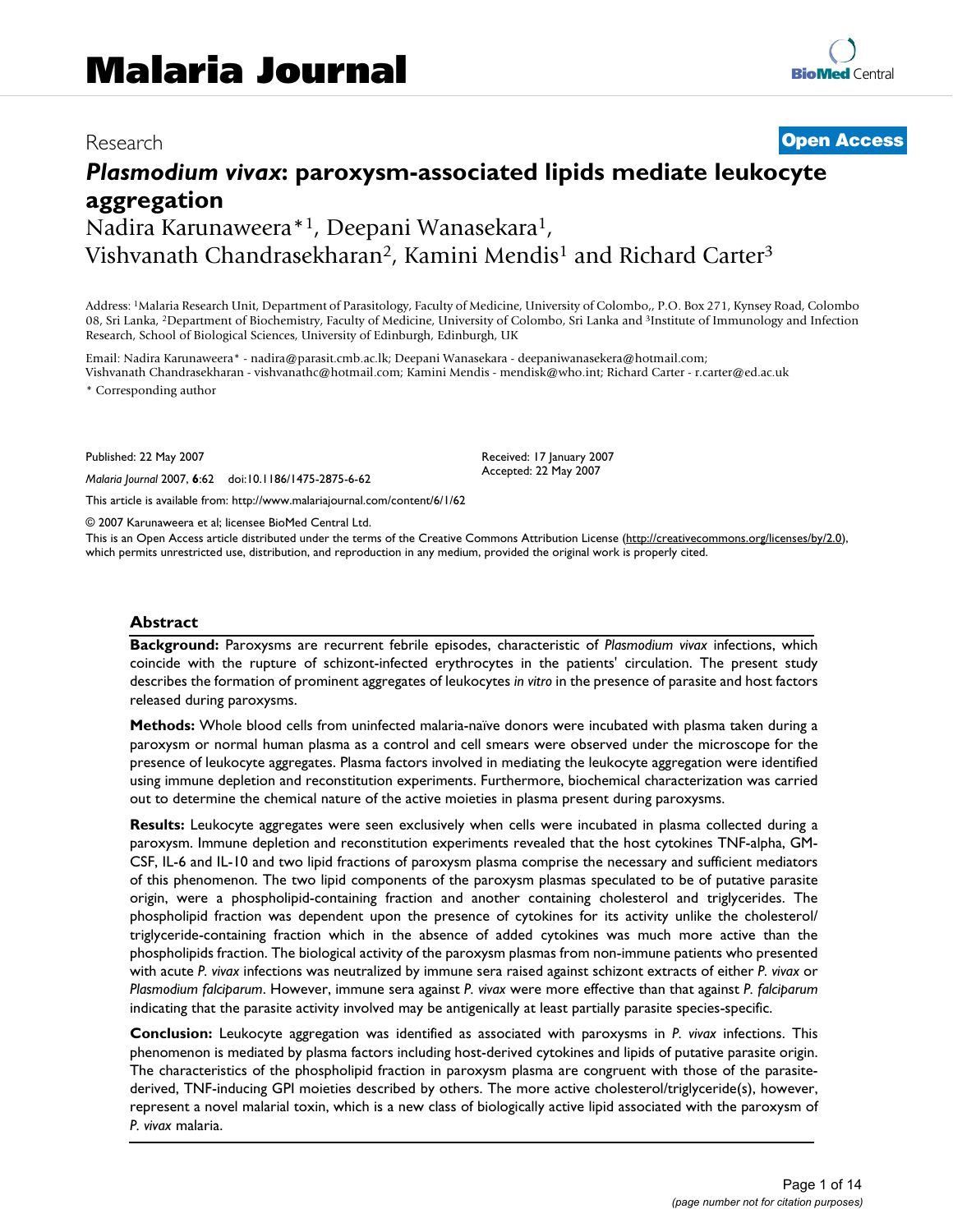# Malaria Journal

Research | **Open Access**

# *Plasmodium vivax*: paroxysm-associated lipids mediate leukocyte aggregation

Nadira Karunaweera*[1], Deepani Wanasekara[1], Vishvanath Chandrasekharan[2], Kamini Mendis[1] and Richard Carter[3]

Address: [1]Malaria Research Unit, Department of Parasitology, Faculty of Medicine, University of Colombo,, P.O. Box 271, Kynsey Road, Colombo 08, Sri Lanka, [2]Department of Biochemistry, Faculty of Medicine, University of Colombo, Sri Lanka and [3]Institute of Immunology and Infection Research, School of Biological Sciences, University of Edinburgh, Edinburgh, UK

Email: Nadira Karunaweera* - nadira@parasit.cmb.ac.lk; Deepani Wanasekara - deepaniwanasekera@hotmail.com; Vishvanath Chandrasekharan - vishvanathc@hotmail.com; Kamini Mendis - mendisk@who.int; Richard Carter - r.carter@ed.ac.uk

* Corresponding author

Published: 22 May 2007

*Malaria Journal* 2007, **6**:62 doi:10.1186/1475-2875-6-62

Received: 17 January 2007
Accepted: 22 May 2007

This article is available from: http://www.malariajournal.com/content/6/1/62

© 2007 Karunaweera et al; licensee BioMed Central Ltd.

This is an Open Access article distributed under the terms of the Creative Commons Attribution License (http://creativecommons.org/licenses/by/2.0), which permits unrestricted use, distribution, and reproduction in any medium, provided the original work is properly cited.

## Abstract

**Background:** Paroxysms are recurrent febrile episodes, characteristic of *Plasmodium vivax* infections, which coincide with the rupture of schizont-infected erythrocytes in the patients' circulation. The present study describes the formation of prominent aggregates of leukocytes *in vitro* in the presence of parasite and host factors released during paroxysms.

**Methods:** Whole blood cells from uninfected malaria-naïve donors were incubated with plasma taken during a paroxysm or normal human plasma as a control and cell smears were observed under the microscope for the presence of leukocyte aggregates. Plasma factors involved in mediating the leukocyte aggregation were identified using immune depletion and reconstitution experiments. Furthermore, biochemical characterization was carried out to determine the chemical nature of the active moieties in plasma present during paroxysms.

**Results:** Leukocyte aggregates were seen exclusively when cells were incubated in plasma collected during a paroxysm. Immune depletion and reconstitution experiments revealed that the host cytokines TNF-alpha, GM-CSF, IL-6 and IL-10 and two lipid fractions of paroxysm plasma comprise the necessary and sufficient mediators of this phenomenon. The two lipid components of the paroxysm plasmas speculated to be of putative parasite origin, were a phospholipid-containing fraction and another containing cholesterol and triglycerides. The phospholipid fraction was dependent upon the presence of cytokines for its activity unlike the cholesterol/triglyceride-containing fraction which in the absence of added cytokines was much more active than the phospholipids fraction. The biological activity of the paroxysm plasmas from non-immune patients who presented with acute *P. vivax* infections was neutralized by immune sera raised against schizont extracts of either *P. vivax* or *Plasmodium falciparum*. However, immune sera against *P. vivax* were more effective than that against *P. falciparum* indicating that the parasite activity involved may be antigenically at least partially parasite species-specific.

**Conclusion:** Leukocyte aggregation was identified as associated with paroxysms in *P. vivax* infections. This phenomenon is mediated by plasma factors including host-derived cytokines and lipids of putative parasite origin. The characteristics of the phospholipid fraction in paroxysm plasma are congruent with those of the parasite-derived, TNF-inducing GPI moieties described by others. The more active cholesterol/triglyceride(s), however, represent a novel malarial toxin, which is a new class of biologically active lipid associated with the paroxysm of *P. vivax* malaria.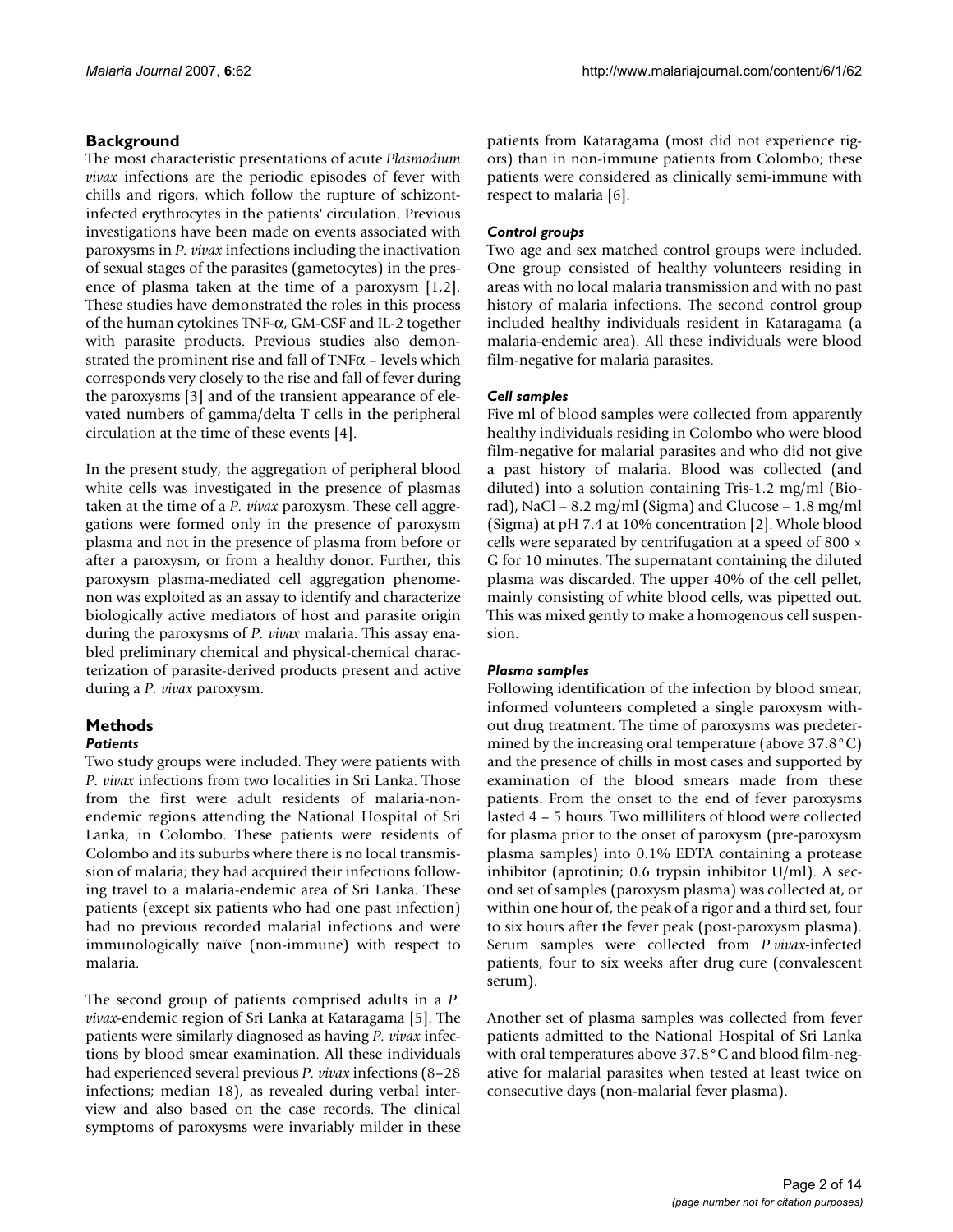## Background

The most characteristic presentations of acute *Plasmodium vivax* infections are the periodic episodes of fever with chills and rigors, which follow the rupture of schizont-infected erythrocytes in the patients' circulation. Previous investigations have been made on events associated with paroxysms in *P. vivax* infections including the inactivation of sexual stages of the parasites (gametocytes) in the presence of plasma taken at the time of a paroxysm [1,2]. These studies have demonstrated the roles in this process of the human cytokines TNF-$\alpha$, GM-CSF and IL-2 together with parasite products. Previous studies also demonstrated the prominent rise and fall of TNF$\alpha$ – levels which corresponds very closely to the rise and fall of fever during the paroxysms [3] and of the transient appearance of elevated numbers of gamma/delta T cells in the peripheral circulation at the time of these events [4].

In the present study, the aggregation of peripheral blood white cells was investigated in the presence of plasmas taken at the time of a *P. vivax* paroxysm. These cell aggregations were formed only in the presence of paroxysm plasma and not in the presence of plasma from before or after a paroxysm, or from a healthy donor. Further, this paroxysm plasma-mediated cell aggregation phenomenon was exploited as an assay to identify and characterize biologically active mediators of host and parasite origin during the paroxysms of *P. vivax* malaria. This assay enabled preliminary chemical and physical-chemical characterization of parasite-derived products present and active during a *P. vivax* paroxysm.

## Methods

### *Patients*

Two study groups were included. They were patients with *P. vivax* infections from two localities in Sri Lanka. Those from the first were adult residents of malaria-non-endemic regions attending the National Hospital of Sri Lanka, in Colombo. These patients were residents of Colombo and its suburbs where there is no local transmission of malaria; they had acquired their infections following travel to a malaria-endemic area of Sri Lanka. These patients (except six patients who had one past infection) had no previous recorded malarial infections and were immunologically naïve (non-immune) with respect to malaria.

The second group of patients comprised adults in a *P. vivax*-endemic region of Sri Lanka at Kataragama [5]. The patients were similarly diagnosed as having *P. vivax* infections by blood smear examination. All these individuals had experienced several previous *P. vivax* infections (8–28 infections; median 18), as revealed during verbal interview and also based on the case records. The clinical symptoms of paroxysms were invariably milder in these patients from Kataragama (most did not experience rigors) than in non-immune patients from Colombo; these patients were considered as clinically semi-immune with respect to malaria [6].

### *Control groups*

Two age and sex matched control groups were included. One group consisted of healthy volunteers residing in areas with no local malaria transmission and with no past history of malaria infections. The second control group included healthy individuals resident in Kataragama (a malaria-endemic area). All these individuals were blood film-negative for malaria parasites.

### *Cell samples*

Five ml of blood samples were collected from apparently healthy individuals residing in Colombo who were blood film-negative for malarial parasites and who did not give a past history of malaria. Blood was collected (and diluted) into a solution containing Tris-1.2 mg/ml (Biorad), NaCl – 8.2 mg/ml (Sigma) and Glucose – 1.8 mg/ml (Sigma) at pH 7.4 at 10% concentration [2]. Whole blood cells were separated by centrifugation at a speed of 800 × G for 10 minutes. The supernatant containing the diluted plasma was discarded. The upper 40% of the cell pellet, mainly consisting of white blood cells, was pipetted out. This was mixed gently to make a homogenous cell suspension.

### *Plasma samples*

Following identification of the infection by blood smear, informed volunteers completed a single paroxysm without drug treatment. The time of paroxysms was predetermined by the increasing oral temperature (above 37.8°C) and the presence of chills in most cases and supported by examination of the blood smears made from these patients. From the onset to the end of fever paroxysms lasted 4 – 5 hours. Two milliliters of blood were collected for plasma prior to the onset of paroxysm (pre-paroxysm plasma samples) into 0.1% EDTA containing a protease inhibitor (aprotinin; 0.6 trypsin inhibitor U/ml). A second set of samples (paroxysm plasma) was collected at, or within one hour of, the peak of a rigor and a third set, four to six hours after the fever peak (post-paroxysm plasma). Serum samples were collected from *P.vivax*-infected patients, four to six weeks after drug cure (convalescent serum).

Another set of plasma samples was collected from fever patients admitted to the National Hospital of Sri Lanka with oral temperatures above 37.8°C and blood film-negative for malarial parasites when tested at least twice on consecutive days (non-malarial fever plasma).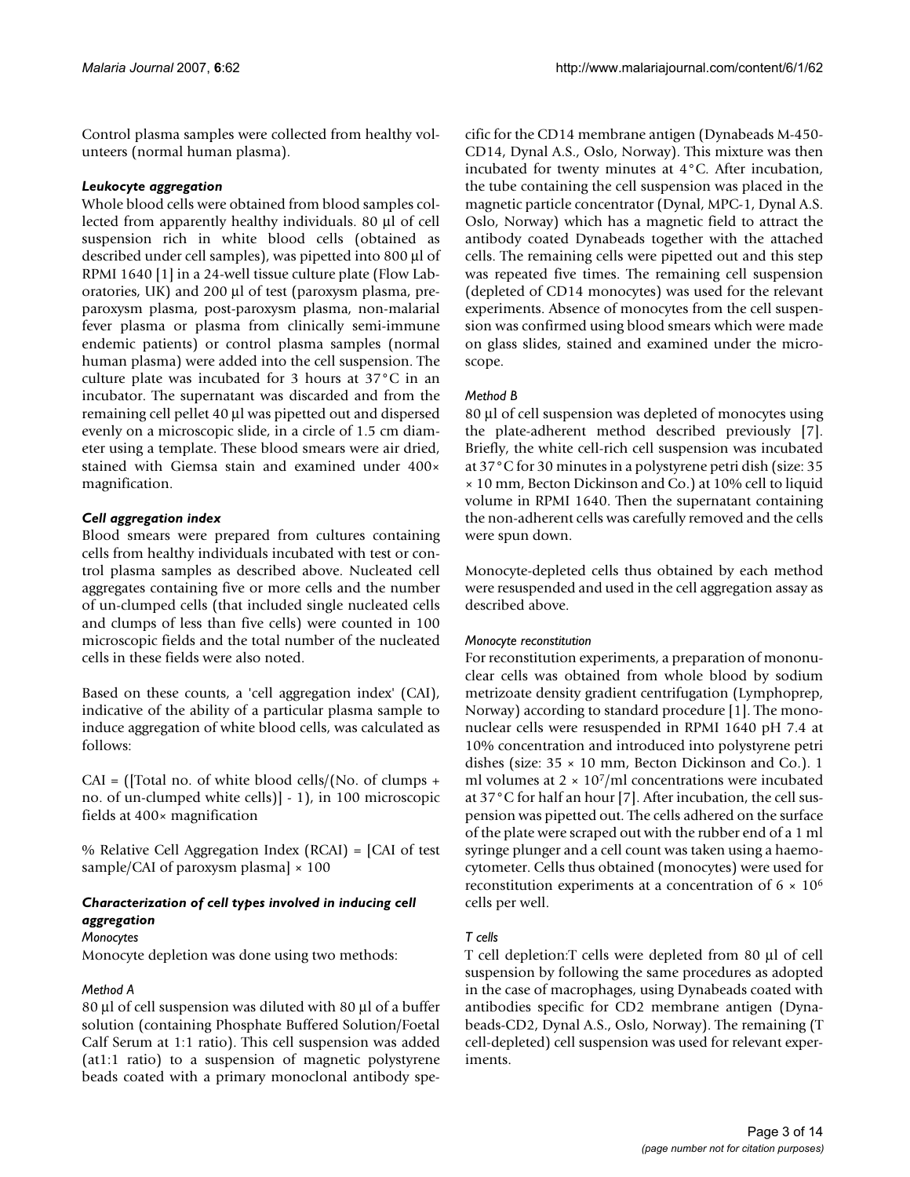Control plasma samples were collected from healthy volunteers (normal human plasma).

### *Leukocyte aggregation*

Whole blood cells were obtained from blood samples collected from apparently healthy individuals. 80 µl of cell suspension rich in white blood cells (obtained as described under cell samples), was pipetted into 800 µl of RPMI 1640 [1] in a 24-well tissue culture plate (Flow Laboratories, UK) and 200 µl of test (paroxysm plasma, pre-paroxysm plasma, post-paroxysm plasma, non-malarial fever plasma or plasma from clinically semi-immune endemic patients) or control plasma samples (normal human plasma) were added into the cell suspension. The culture plate was incubated for 3 hours at 37°C in an incubator. The supernatant was discarded and from the remaining cell pellet 40 µl was pipetted out and dispersed evenly on a microscopic slide, in a circle of 1.5 cm diameter using a template. These blood smears were air dried, stained with Giemsa stain and examined under 400× magnification.

### *Cell aggregation index*

Blood smears were prepared from cultures containing cells from healthy individuals incubated with test or control plasma samples as described above. Nucleated cell aggregates containing five or more cells and the number of un-clumped cells (that included single nucleated cells and clumps of less than five cells) were counted in 100 microscopic fields and the total number of the nucleated cells in these fields were also noted.

Based on these counts, a 'cell aggregation index' (CAI), indicative of the ability of a particular plasma sample to induce aggregation of white blood cells, was calculated as follows:

CAI = ([Total no. of white blood cells/(No. of clumps + no. of un-clumped white cells)] - 1), in 100 microscopic fields at 400× magnification

% Relative Cell Aggregation Index (RCAI) = [CAI of test sample/CAI of paroxysm plasma] × 100

### *Characterization of cell types involved in inducing cell aggregation*

#### *Monocytes*

Monocyte depletion was done using two methods:

#### *Method A*

80 µl of cell suspension was diluted with 80 µl of a buffer solution (containing Phosphate Buffered Solution/Foetal Calf Serum at 1:1 ratio). This cell suspension was added (at1:1 ratio) to a suspension of magnetic polystyrene beads coated with a primary monoclonal antibody specific for the CD14 membrane antigen (Dynabeads M-450-CD14, Dynal A.S., Oslo, Norway). This mixture was then incubated for twenty minutes at 4°C. After incubation, the tube containing the cell suspension was placed in the magnetic particle concentrator (Dynal, MPC-1, Dynal A.S. Oslo, Norway) which has a magnetic field to attract the antibody coated Dynabeads together with the attached cells. The remaining cells were pipetted out and this step was repeated five times. The remaining cell suspension (depleted of CD14 monocytes) was used for the relevant experiments. Absence of monocytes from the cell suspension was confirmed using blood smears which were made on glass slides, stained and examined under the microscope.

#### *Method B*

80 µl of cell suspension was depleted of monocytes using the plate-adherent method described previously [7]. Briefly, the white cell-rich cell suspension was incubated at 37°C for 30 minutes in a polystyrene petri dish (size: 35 × 10 mm, Becton Dickinson and Co.) at 10% cell to liquid volume in RPMI 1640. Then the supernatant containing the non-adherent cells was carefully removed and the cells were spun down.

Monocyte-depleted cells thus obtained by each method were resuspended and used in the cell aggregation assay as described above.

#### *Monocyte reconstitution*

For reconstitution experiments, a preparation of mononuclear cells was obtained from whole blood by sodium metrizoate density gradient centrifugation (Lymphoprep, Norway) according to standard procedure [1]. The mononuclear cells were resuspended in RPMI 1640 pH 7.4 at 10% concentration and introduced into polystyrene petri dishes (size: 35 × 10 mm, Becton Dickinson and Co.). 1 ml volumes at $2 \times 10^7$/ml concentrations were incubated at 37°C for half an hour [7]. After incubation, the cell suspension was pipetted out. The cells adhered on the surface of the plate were scraped out with the rubber end of a 1 ml syringe plunger and a cell count was taken using a haemocytometer. Cells thus obtained (monocytes) were used for reconstitution experiments at a concentration of $6 \times 10^6$ cells per well.

#### *T cells*

T cell depletion:T cells were depleted from 80 µl of cell suspension by following the same procedures as adopted in the case of macrophages, using Dynabeads coated with antibodies specific for CD2 membrane antigen (Dynabeads-CD2, Dynal A.S., Oslo, Norway). The remaining (T cell-depleted) cell suspension was used for relevant experiments.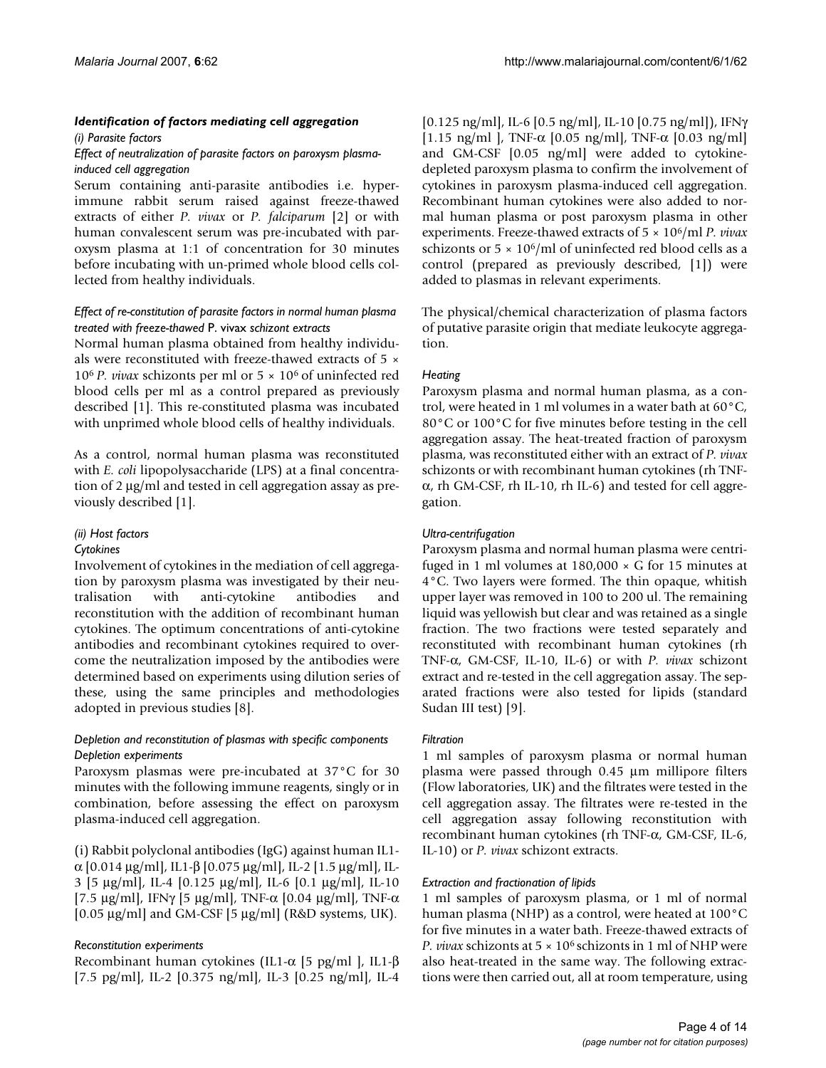### *Identification of factors mediating cell aggregation*

*(i) Parasite factors*

*Effect of neutralization of parasite factors on paroxysm plasma-induced cell aggregation*

Serum containing anti-parasite antibodies i.e. hyper-immune rabbit serum raised against freeze-thawed extracts of either *P. vivax* or *P. falciparum* [2] or with human convalescent serum was pre-incubated with paroxysm plasma at 1:1 of concentration for 30 minutes before incubating with un-primed whole blood cells collected from healthy individuals.

*Effect of re-constitution of parasite factors in normal human plasma treated with freeze-thawed* P. vivax *schizont extracts*

Normal human plasma obtained from healthy individuals were reconstituted with freeze-thawed extracts of $5 \times 10^6$ *P. vivax* schizonts per ml or $5 \times 10^6$ of uninfected red blood cells per ml as a control prepared as previously described [1]. This re-constituted plasma was incubated with unprimed whole blood cells of healthy individuals.

As a control, normal human plasma was reconstituted with *E. coli* lipopolysaccharide (LPS) at a final concentration of 2 µg/ml and tested in cell aggregation assay as previously described [1].

*(ii) Host factors*

*Cytokines*

Involvement of cytokines in the mediation of cell aggregation by paroxysm plasma was investigated by their neutralisation with anti-cytokine antibodies and reconstitution with the addition of recombinant human cytokines. The optimum concentrations of anti-cytokine antibodies and recombinant cytokines required to overcome the neutralization imposed by the antibodies were determined based on experiments using dilution series of these, using the same principles and methodologies adopted in previous studies [8].

*Depletion and reconstitution of plasmas with specific components*

*Depletion experiments*

Paroxysm plasmas were pre-incubated at 37°C for 30 minutes with the following immune reagents, singly or in combination, before assessing the effect on paroxysm plasma-induced cell aggregation.

(i) Rabbit polyclonal antibodies (IgG) against human IL1-α [0.014 µg/ml], IL1-β [0.075 µg/ml], IL-2 [1.5 µg/ml], IL-3 [5 µg/ml], IL-4 [0.125 µg/ml], IL-6 [0.1 µg/ml], IL-10 [7.5 µg/ml], IFNγ [5 µg/ml], TNF-α [0.04 µg/ml], TNF-α [0.05 µg/ml] and GM-CSF [5 µg/ml] (R&D systems, UK).

*Reconstitution experiments*

Recombinant human cytokines (IL1-α [5 pg/ml ], IL1-β [7.5 pg/ml], IL-2 [0.375 ng/ml], IL-3 [0.25 ng/ml], IL-4 [0.125 ng/ml], IL-6 [0.5 ng/ml], IL-10 [0.75 ng/ml]), IFNγ [1.15 ng/ml ], TNF-α [0.05 ng/ml], TNF-α [0.03 ng/ml] and GM-CSF [0.05 ng/ml] were added to cytokine-depleted paroxysm plasma to confirm the involvement of cytokines in paroxysm plasma-induced cell aggregation. Recombinant human cytokines were also added to normal human plasma or post paroxysm plasma in other experiments. Freeze-thawed extracts of $5 \times 10^6$/ml *P. vivax* schizonts or $5 \times 10^6$/ml of uninfected red blood cells as a control (prepared as previously described, [1]) were added to plasmas in relevant experiments.

The physical/chemical characterization of plasma factors of putative parasite origin that mediate leukocyte aggregation.

*Heating*

Paroxysm plasma and normal human plasma, as a control, were heated in 1 ml volumes in a water bath at 60°C, 80°C or 100°C for five minutes before testing in the cell aggregation assay. The heat-treated fraction of paroxysm plasma, was reconstituted either with an extract of *P. vivax* schizonts or with recombinant human cytokines (rh TNF-α, rh GM-CSF, rh IL-10, rh IL-6) and tested for cell aggregation.

*Ultra-centrifugation*

Paroxysm plasma and normal human plasma were centrifuged in 1 ml volumes at 180,000 × G for 15 minutes at 4°C. Two layers were formed. The thin opaque, whitish upper layer was removed in 100 to 200 ul. The remaining liquid was yellowish but clear and was retained as a single fraction. The two fractions were tested separately and reconstituted with recombinant human cytokines (rh TNF-α, GM-CSF, IL-10, IL-6) or with *P. vivax* schizont extract and re-tested in the cell aggregation assay. The separated fractions were also tested for lipids (standard Sudan III test) [9].

*Filtration*

1 ml samples of paroxysm plasma or normal human plasma were passed through 0.45 µm millipore filters (Flow laboratories, UK) and the filtrates were tested in the cell aggregation assay. The filtrates were re-tested in the cell aggregation assay following reconstitution with recombinant human cytokines (rh TNF-α, GM-CSF, IL-6, IL-10) or *P. vivax* schizont extracts.

*Extraction and fractionation of lipids*

1 ml samples of paroxysm plasma, or 1 ml of normal human plasma (NHP) as a control, were heated at 100°C for five minutes in a water bath. Freeze-thawed extracts of *P. vivax* schizonts at $5 \times 10^6$ schizonts in 1 ml of NHP were also heat-treated in the same way. The following extractions were then carried out, all at room temperature, using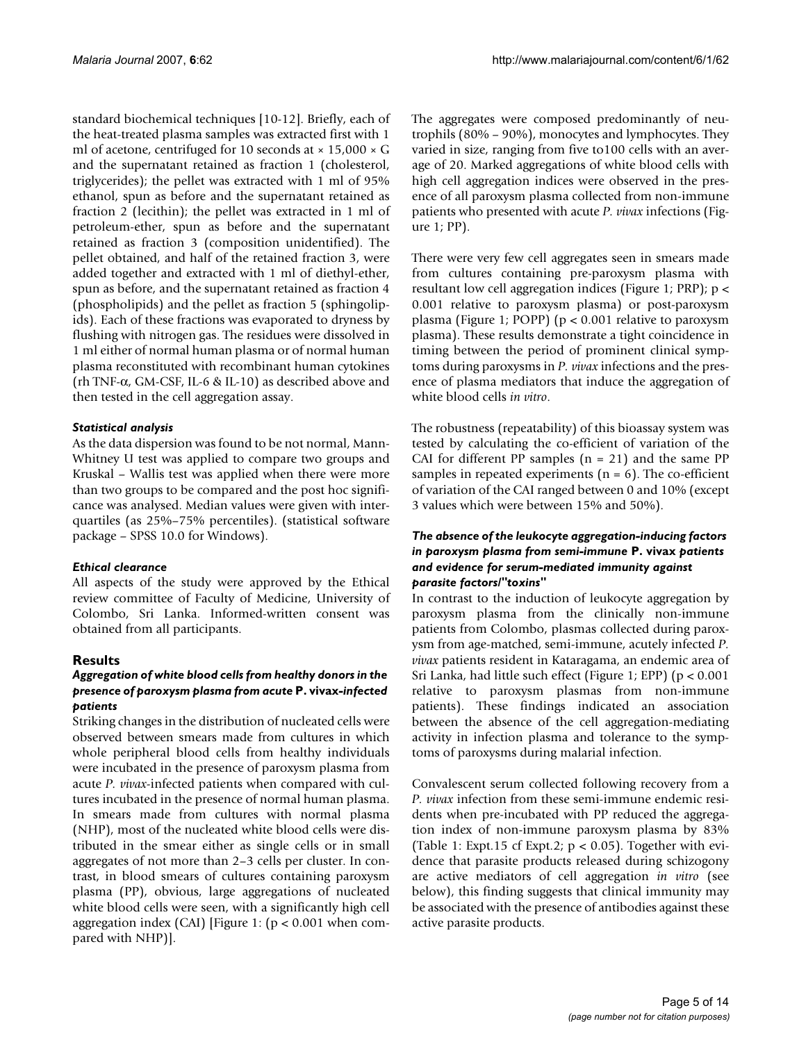standard biochemical techniques [10-12]. Briefly, each of the heat-treated plasma samples was extracted first with 1 ml of acetone, centrifuged for 10 seconds at × 15,000 × G and the supernatant retained as fraction 1 (cholesterol, triglycerides); the pellet was extracted with 1 ml of 95% ethanol, spun as before and the supernatant retained as fraction 2 (lecithin); the pellet was extracted in 1 ml of petroleum-ether, spun as before and the supernatant retained as fraction 3 (composition unidentified). The pellet obtained, and half of the retained fraction 3, were added together and extracted with 1 ml of diethyl-ether, spun as before, and the supernatant retained as fraction 4 (phospholipids) and the pellet as fraction 5 (sphingolipids). Each of these fractions was evaporated to dryness by flushing with nitrogen gas. The residues were dissolved in 1 ml either of normal human plasma or of normal human plasma reconstituted with recombinant human cytokines (rh TNF-α, GM-CSF, IL-6 & IL-10) as described above and then tested in the cell aggregation assay.

#### *Statistical analysis*

As the data dispersion was found to be not normal, Mann-Whitney U test was applied to compare two groups and Kruskal – Wallis test was applied when there were more than two groups to be compared and the post hoc significance was analysed. Median values were given with inter-quartiles (as 25%–75% percentiles). (statistical software package – SPSS 10.0 for Windows).

#### *Ethical clearance*

All aspects of the study were approved by the Ethical review committee of Faculty of Medicine, University of Colombo, Sri Lanka. Informed-written consent was obtained from all participants.

## Results

### *Aggregation of white blood cells from healthy donors in the presence of paroxysm plasma from acute* P. vivax*-infected patients*

Striking changes in the distribution of nucleated cells were observed between smears made from cultures in which whole peripheral blood cells from healthy individuals were incubated in the presence of paroxysm plasma from acute *P. vivax*-infected patients when compared with cultures incubated in the presence of normal human plasma. In smears made from cultures with normal plasma (NHP), most of the nucleated white blood cells were distributed in the smear either as single cells or in small aggregates of not more than 2–3 cells per cluster. In contrast, in blood smears of cultures containing paroxysm plasma (PP), obvious, large aggregations of nucleated white blood cells were seen, with a significantly high cell aggregation index (CAI) [Figure 1: ($p < 0.001$ when compared with NHP)].

The aggregates were composed predominantly of neutrophils (80% – 90%), monocytes and lymphocytes. They varied in size, ranging from five to100 cells with an average of 20. Marked aggregations of white blood cells with high cell aggregation indices were observed in the presence of all paroxysm plasma collected from non-immune patients who presented with acute *P. vivax* infections (Figure 1; PP).

There were very few cell aggregates seen in smears made from cultures containing pre-paroxysm plasma with resultant low cell aggregation indices (Figure 1; PRP); $p < 0.001$ relative to paroxysm plasma) or post-paroxysm plasma (Figure 1; POPP) ($p < 0.001$ relative to paroxysm plasma). These results demonstrate a tight coincidence in timing between the period of prominent clinical symptoms during paroxysms in *P. vivax* infections and the presence of plasma mediators that induce the aggregation of white blood cells *in vitro*.

The robustness (repeatability) of this bioassay system was tested by calculating the co-efficient of variation of the CAI for different PP samples ($n = 21$) and the same PP samples in repeated experiments ($n = 6$). The co-efficient of variation of the CAI ranged between 0 and 10% (except 3 values which were between 15% and 50%).

### *The absence of the leukocyte aggregation-inducing factors in paroxysm plasma from semi-immune* P. vivax *patients and evidence for serum-mediated immunity against parasite factors/"toxins"*

In contrast to the induction of leukocyte aggregation by paroxysm plasma from the clinically non-immune patients from Colombo, plasmas collected during paroxysm from age-matched, semi-immune, acutely infected *P. vivax* patients resident in Kataragama, an endemic area of Sri Lanka, had little such effect (Figure 1; EPP) ($p < 0.001$ relative to paroxysm plasmas from non-immune patients). These findings indicated an association between the absence of the cell aggregation-mediating activity in infection plasma and tolerance to the symptoms of paroxysms during malarial infection.

Convalescent serum collected following recovery from a *P. vivax* infection from these semi-immune endemic residents when pre-incubated with PP reduced the aggregation index of non-immune paroxysm plasma by 83% (Table 1: Expt.15 cf Expt.2; $p < 0.05$). Together with evidence that parasite products released during schizogony are active mediators of cell aggregation *in vitro* (see below), this finding suggests that clinical immunity may be associated with the presence of antibodies against these active parasite products.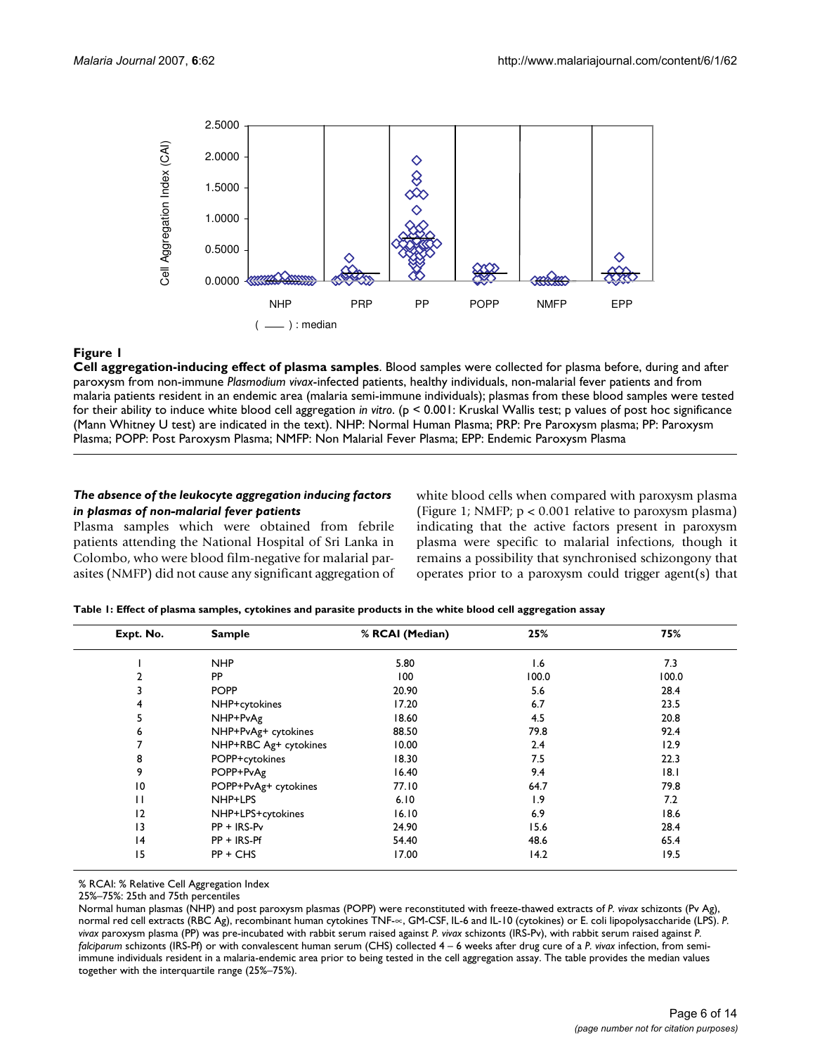**Figure 1**

**Cell aggregation-inducing effect of plasma samples**. Blood samples were collected for plasma before, during and after paroxysm from non-immune *Plasmodium vivax*-infected patients, healthy individuals, non-malarial fever patients and from malaria patients resident in an endemic area (malaria semi-immune individuals); plasmas from these blood samples were tested for their ability to induce white blood cell aggregation *in vitro*. ($p < 0.001$: Kruskal Wallis test; p values of post hoc significance (Mann Whitney U test) are indicated in the text). NHP: Normal Human Plasma; PRP: Pre Paroxysm plasma; PP: Paroxysm Plasma; POPP: Post Paroxysm Plasma; NMFP: Non Malarial Fever Plasma; EPP: Endemic Paroxysm Plasma

### *The absence of the leukocyte aggregation inducing factors in plasmas of non-malarial fever patients*

Plasma samples which were obtained from febrile patients attending the National Hospital of Sri Lanka in Colombo, who were blood film-negative for malarial parasites (NMFP) did not cause any significant aggregation of white blood cells when compared with paroxysm plasma (Figure 1; NMFP; $p < 0.001$ relative to paroxysm plasma) indicating that the active factors present in paroxysm plasma were specific to malarial infections, though it remains a possibility that synchronised schizongony that operates prior to a paroxysm could trigger agent(s) that

**Table 1: Effect of plasma samples, cytokines and parasite products in the white blood cell aggregation assay**

| Expt. No. | Sample | % RCAI (Median) | 25% | 75% |
|---|---|---|---|---|
| 1 | NHP | 5.80 | 1.6 | 7.3 |
| 2 | PP | 100 | 100.0 | 100.0 |
| 3 | POPP | 20.90 | 5.6 | 28.4 |
| 4 | NHP+cytokines | 17.20 | 6.7 | 23.5 |
| 5 | NHP+PvAg | 18.60 | 4.5 | 20.8 |
| 6 | NHP+PvAg+ cytokines | 88.50 | 79.8 | 92.4 |
| 7 | NHP+RBC Ag+ cytokines | 10.00 | 2.4 | 12.9 |
| 8 | POPP+cytokines | 18.30 | 7.5 | 22.3 |
| 9 | POPP+PvAg | 16.40 | 9.4 | 18.1 |
| 10 | POPP+PvAg+ cytokines | 77.10 | 64.7 | 79.8 |
| 11 | NHP+LPS | 6.10 | 1.9 | 7.2 |
| 12 | NHP+LPS+cytokines | 16.10 | 6.9 | 18.6 |
| 13 | PP + IRS-Pv | 24.90 | 15.6 | 28.4 |
| 14 | PP + IRS-Pf | 54.40 | 48.6 | 65.4 |
| 15 | PP + CHS | 17.00 | 14.2 | 19.5 |

% RCAI: % Relative Cell Aggregation Index

25%–75%: 25th and 75th percentiles

Normal human plasmas (NHP) and post paroxysm plasmas (POPP) were reconstituted with freeze-thawed extracts of *P. vivax* schizonts (Pv Ag), normal red cell extracts (RBC Ag), recombinant human cytokines TNF-∝, GM-CSF, IL-6 and IL-10 (cytokines) or E. coli lipopolysaccharide (LPS). *P. vivax* paroxysm plasma (PP) was pre-incubated with rabbit serum raised against *P. vivax* schizonts (IRS-Pv), with rabbit serum raised against *P. falciparum* schizonts (IRS-Pf) or with convalescent human serum (CHS) collected 4 – 6 weeks after drug cure of a *P. vivax* infection, from semi-immune individuals resident in a malaria-endemic area prior to being tested in the cell aggregation assay. The table provides the median values together with the interquartile range (25%–75%).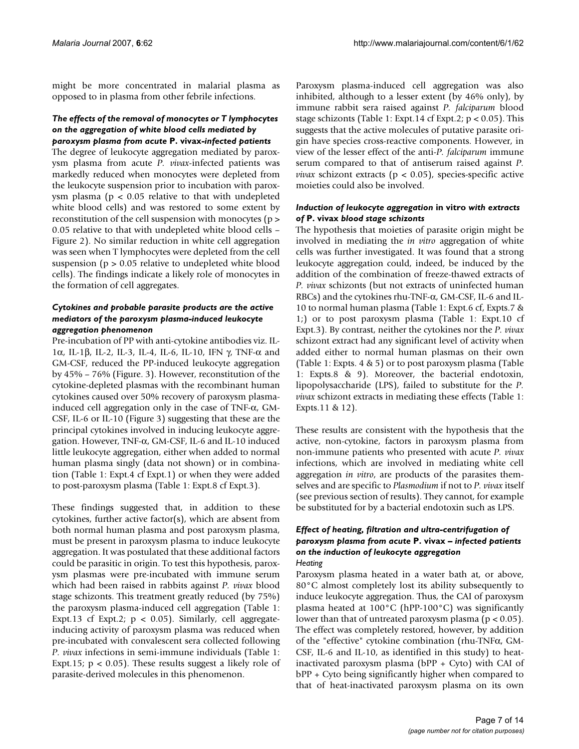might be more concentrated in malarial plasma as opposed to in plasma from other febrile infections.

### *The effects of the removal of monocytes or T lymphocytes on the aggregation of white blood cells mediated by paroxysm plasma from acute* P. vivax*-infected patients*

The degree of leukocyte aggregation mediated by paroxysm plasma from acute *P. vivax*-infected patients was markedly reduced when monocytes were depleted from the leukocyte suspension prior to incubation with paroxysm plasma ($p < 0.05$ relative to that with undepleted white blood cells) and was restored to some extent by reconstitution of the cell suspension with monocytes ($p > 0.05$ relative to that with undepleted white blood cells – Figure 2). No similar reduction in white cell aggregation was seen when T lymphocytes were depleted from the cell suspension ($p > 0.05$ relative to undepleted white blood cells). The findings indicate a likely role of monocytes in the formation of cell aggregates.

### *Cytokines and probable parasite products are the active mediators of the paroxysm plasma-induced leukocyte aggregation phenomenon*

Pre-incubation of PP with anti-cytokine antibodies viz. IL-1α, IL-1β, IL-2, IL-3, IL-4, IL-6, IL-10, IFN γ, TNF-α and GM-CSF, reduced the PP-induced leukocyte aggregation by 45% – 76% (Figure. 3). However, reconstitution of the cytokine-depleted plasmas with the recombinant human cytokines caused over 50% recovery of paroxysm plasma-induced cell aggregation only in the case of TNF-α, GM-CSF, IL-6 or IL-10 (Figure 3) suggesting that these are the principal cytokines involved in inducing leukocyte aggregation. However, TNF-α, GM-CSF, IL-6 and IL-10 induced little leukocyte aggregation, either when added to normal human plasma singly (data not shown) or in combination (Table 1: Expt.4 cf Expt.1) or when they were added to post-paroxysm plasma (Table 1: Expt.8 cf Expt.3).

These findings suggested that, in addition to these cytokines, further active factor(s), which are absent from both normal human plasma and post paroxysm plasma, must be present in paroxysm plasma to induce leukocyte aggregation. It was postulated that these additional factors could be parasitic in origin. To test this hypothesis, paroxysm plasmas were pre-incubated with immune serum which had been raised in rabbits against *P. vivax* blood stage schizonts. This treatment greatly reduced (by 75%) the paroxysm plasma-induced cell aggregation (Table 1: Expt.13 cf Expt.2; $p < 0.05$). Similarly, cell aggregate-inducing activity of paroxysm plasma was reduced when pre-incubated with convalescent sera collected following *P. vivax* infections in semi-immune individuals (Table 1: Expt.15; $p < 0.05$). These results suggest a likely role of parasite-derived molecules in this phenomenon.

Paroxysm plasma-induced cell aggregation was also inhibited, although to a lesser extent (by 46% only), by immune rabbit sera raised against *P. falciparum* blood stage schizonts (Table 1: Expt.14 cf Expt.2; $p < 0.05$). This suggests that the active molecules of putative parasite origin have species cross-reactive components. However, in view of the lesser effect of the anti-*P. falciparum* immune serum compared to that of antiserum raised against *P. vivax* schizont extracts ($p < 0.05$), species-specific active moieties could also be involved.

### *Induction of leukocyte aggregation* in vitro *with extracts of* P. vivax *blood stage schizonts*

The hypothesis that moieties of parasite origin might be involved in mediating the *in vitro* aggregation of white cells was further investigated. It was found that a strong leukocyte aggregation could, indeed, be induced by the addition of the combination of freeze-thawed extracts of *P. vivax* schizonts (but not extracts of uninfected human RBCs) and the cytokines rhu-TNF-α, GM-CSF, IL-6 and IL-10 to normal human plasma (Table 1: Expt.6 cf, Expts.7 & 1;) or to post paroxysm plasma (Table 1: Expt.10 cf Expt.3). By contrast, neither the cytokines nor the *P. vivax* schizont extract had any significant level of activity when added either to normal human plasmas on their own (Table 1: Expts. 4 & 5) or to post paroxysm plasma (Table 1: Expts.8 & 9). Moreover, the bacterial endotoxin, lipopolysaccharide (LPS), failed to substitute for the *P. vivax* schizont extracts in mediating these effects (Table 1: Expts.11 & 12).

These results are consistent with the hypothesis that the active, non-cytokine, factors in paroxysm plasma from non-immune patients who presented with acute *P. vivax* infections, which are involved in mediating white cell aggregation *in vitro*, are products of the parasites themselves and are specific to *Plasmodium* if not to *P. vivax* itself (see previous section of results). They cannot, for example be substituted for by a bacterial endotoxin such as LPS.

### *Effect of heating, filtration and ultra-centrifugation of paroxysm plasma from acute* P. vivax *– infected patients on the induction of leukocyte aggregation*

#### *Heating*

Paroxysm plasma heated in a water bath at, or above, 80°C almost completely lost its ability subsequently to induce leukocyte aggregation. Thus, the CAI of paroxysm plasma heated at 100°C (hPP-100°C) was significantly lower than that of untreated paroxysm plasma ($p < 0.05$). The effect was completely restored, however, by addition of the "effective" cytokine combination (rhu-TNFα, GM-CSF, IL-6 and IL-10, as identified in this study) to heat-inactivated paroxysm plasma (bPP + Cyto) with CAI of bPP + Cyto being significantly higher when compared to that of heat-inactivated paroxysm plasma on its own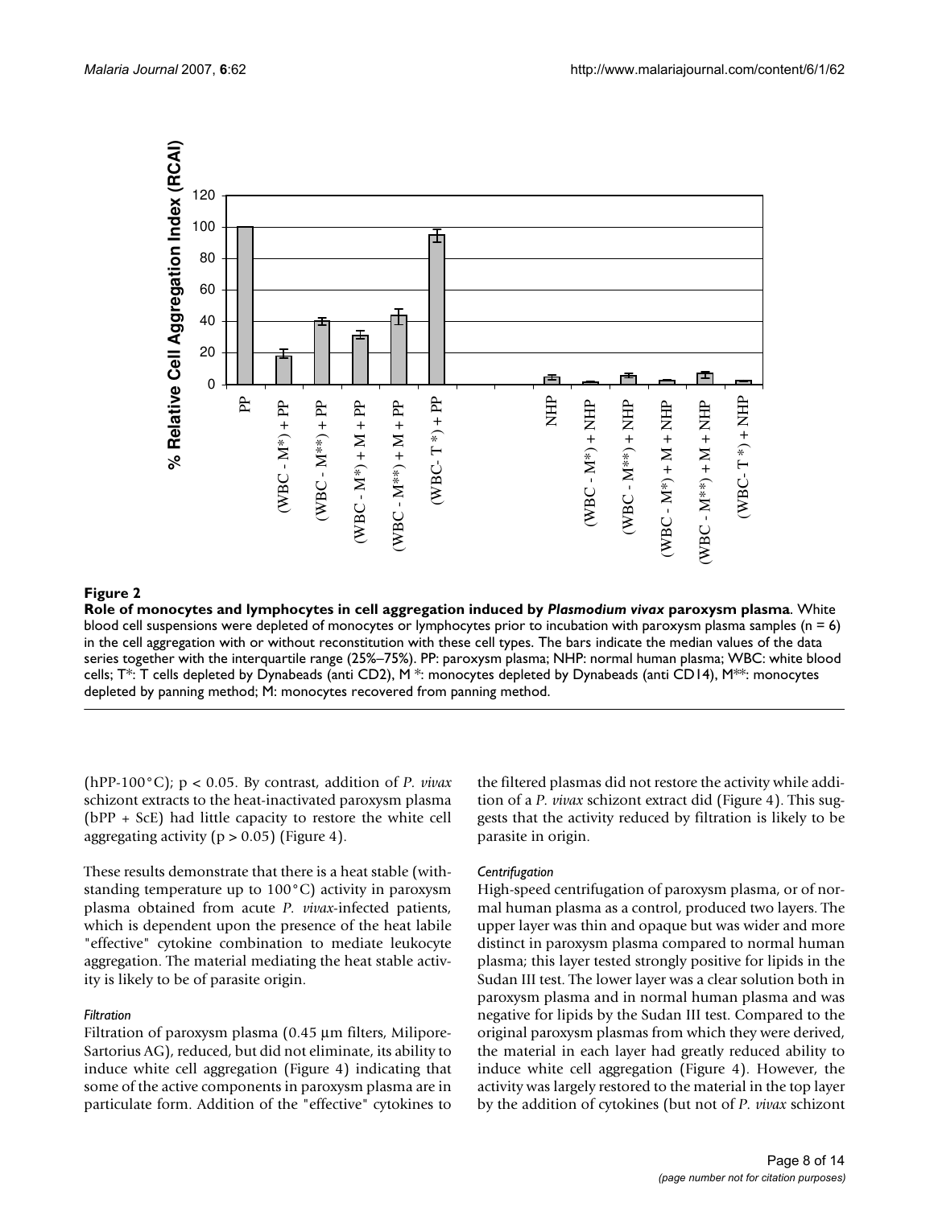**Figure 2**

**Role of monocytes and lymphocytes in cell aggregation induced by *Plasmodium vivax* paroxysm plasma**. White blood cell suspensions were depleted of monocytes or lymphocytes prior to incubation with paroxysm plasma samples (n = 6) in the cell aggregation with or without reconstitution with these cell types. The bars indicate the median values of the data series together with the interquartile range (25%–75%). PP: paroxysm plasma; NHP: normal human plasma; WBC: white blood cells; T*: T cells depleted by Dynabeads (anti CD2), M *: monocytes depleted by Dynabeads (anti CD14), M**: monocytes depleted by panning method; M: monocytes recovered from panning method.

(hPP-100°C); $p < 0.05$. By contrast, addition of *P. vivax* schizont extracts to the heat-inactivated paroxysm plasma (bPP + ScE) had little capacity to restore the white cell aggregating activity ($p > 0.05$) (Figure 4).

These results demonstrate that there is a heat stable (withstanding temperature up to 100°C) activity in paroxysm plasma obtained from acute *P. vivax*-infected patients, which is dependent upon the presence of the heat labile "effective" cytokine combination to mediate leukocyte aggregation. The material mediating the heat stable activity is likely to be of parasite origin.

*Filtration*

Filtration of paroxysm plasma (0.45 µm filters, Milipore-Sartorius AG), reduced, but did not eliminate, its ability to induce white cell aggregation (Figure 4) indicating that some of the active components in paroxysm plasma are in particulate form. Addition of the "effective" cytokines to the filtered plasmas did not restore the activity while addition of a *P. vivax* schizont extract did (Figure 4). This suggests that the activity reduced by filtration is likely to be parasite in origin.

*Centrifugation*

High-speed centrifugation of paroxysm plasma, or of normal human plasma as a control, produced two layers. The upper layer was thin and opaque but was wider and more distinct in paroxysm plasma compared to normal human plasma; this layer tested strongly positive for lipids in the Sudan III test. The lower layer was a clear solution both in paroxysm plasma and in normal human plasma and was negative for lipids by the Sudan III test. Compared to the original paroxysm plasmas from which they were derived, the material in each layer had greatly reduced ability to induce white cell aggregation (Figure 4). However, the activity was largely restored to the material in the top layer by the addition of cytokines (but not of *P. vivax* schizont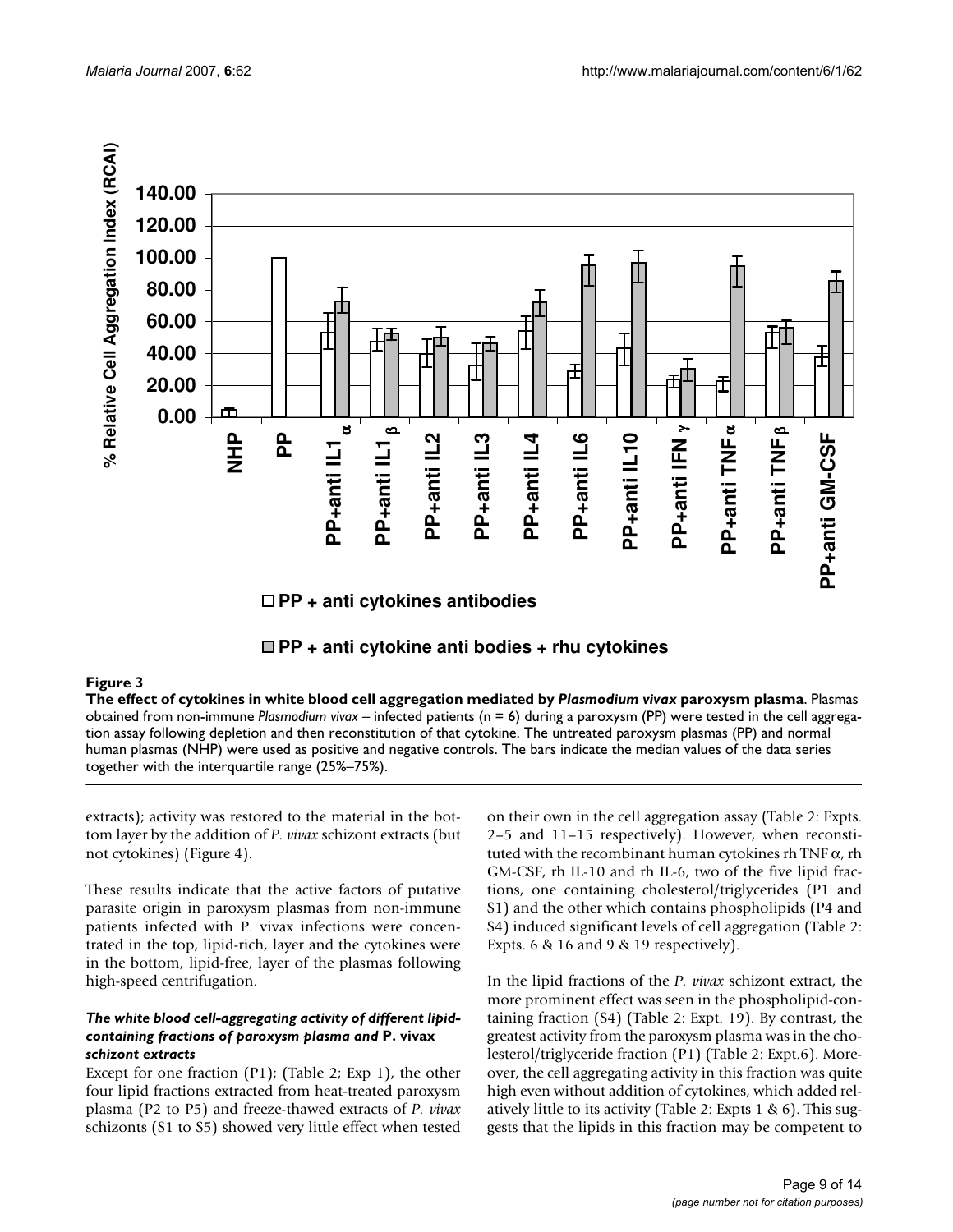**Figure 3**

**The effect of cytokines in white blood cell aggregation mediated by *Plasmodium vivax* paroxysm plasma**. Plasmas obtained from non-immune *Plasmodium vivax* – infected patients (n = 6) during a paroxysm (PP) were tested in the cell aggregation assay following depletion and then reconstitution of that cytokine. The untreated paroxysm plasmas (PP) and normal human plasmas (NHP) were used as positive and negative controls. The bars indicate the median values of the data series together with the interquartile range (25%–75%).

extracts); activity was restored to the material in the bottom layer by the addition of *P. vivax* schizont extracts (but not cytokines) (Figure 4).

These results indicate that the active factors of putative parasite origin in paroxysm plasmas from non-immune patients infected with P. vivax infections were concentrated in the top, lipid-rich, layer and the cytokines were in the bottom, lipid-free, layer of the plasmas following high-speed centrifugation.

### *The white blood cell-aggregating activity of different lipid-containing fractions of paroxysm plasma and* P. vivax *schizont extracts*

Except for one fraction (P1); (Table 2; Exp 1), the other four lipid fractions extracted from heat-treated paroxysm plasma (P2 to P5) and freeze-thawed extracts of *P. vivax* schizonts (S1 to S5) showed very little effect when tested on their own in the cell aggregation assay (Table 2: Expts. 2–5 and 11–15 respectively). However, when reconstituted with the recombinant human cytokines rh TNF $\alpha$, rh GM-CSF, rh IL-10 and rh IL-6, two of the five lipid fractions, one containing cholesterol/triglycerides (P1 and S1) and the other which contains phospholipids (P4 and S4) induced significant levels of cell aggregation (Table 2: Expts. 6 & 16 and 9 & 19 respectively).

In the lipid fractions of the *P. vivax* schizont extract, the more prominent effect was seen in the phospholipid-containing fraction (S4) (Table 2: Expt. 19). By contrast, the greatest activity from the paroxysm plasma was in the cholesterol/triglyceride fraction (P1) (Table 2: Expt.6). Moreover, the cell aggregating activity in this fraction was quite high even without addition of cytokines, which added relatively little to its activity (Table 2: Expts 1 & 6). This suggests that the lipids in this fraction may be competent to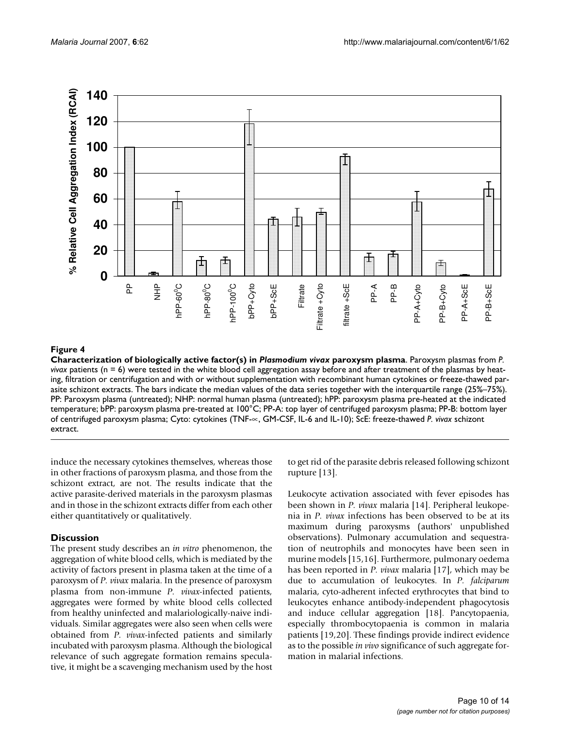**Figure 4**

**Characterization of biologically active factor(s) in *Plasmodium vivax* paroxysm plasma**. Paroxysm plasmas from *P. vivax* patients (n = 6) were tested in the white blood cell aggregation assay before and after treatment of the plasmas by heating, filtration or centrifugation and with or without supplementation with recombinant human cytokines or freeze-thawed parasite schizont extracts. The bars indicate the median values of the data series together with the interquartile range (25%–75%). PP: Paroxysm plasma (untreated); NHP: normal human plasma (untreated); hPP: paroxysm plasma pre-heated at the indicated temperature; bPP: paroxysm plasma pre-treated at 100°C; PP-A: top layer of centrifuged paroxysm plasma; PP-B: bottom layer of centrifuged paroxysm plasma; Cyto: cytokines (TNF-∝, GM-CSF, IL-6 and IL-10); ScE: freeze-thawed *P. vivax* schizont extract.

induce the necessary cytokines themselves, whereas those in other fractions of paroxysm plasma, and those from the schizont extract, are not. The results indicate that the active parasite-derived materials in the paroxysm plasmas and in those in the schizont extracts differ from each other either quantitatively or qualitatively.

## Discussion

The present study describes an *in vitro* phenomenon, the aggregation of white blood cells, which is mediated by the activity of factors present in plasma taken at the time of a paroxysm of *P. vivax* malaria. In the presence of paroxysm plasma from non-immune *P. vivax*-infected patients, aggregates were formed by white blood cells collected from healthy uninfected and malariologically-naive individuals. Similar aggregates were also seen when cells were obtained from *P. vivax*-infected patients and similarly incubated with paroxysm plasma. Although the biological relevance of such aggregate formation remains speculative, it might be a scavenging mechanism used by the host to get rid of the parasite debris released following schizont rupture [13].

Leukocyte activation associated with fever episodes has been shown in *P. vivax* malaria [14]. Peripheral leukopenia in *P. vivax* infections has been observed to be at its maximum during paroxysms (authors' unpublished observations). Pulmonary accumulation and sequestration of neutrophils and monocytes have been seen in murine models [15,16]. Furthermore, pulmonary oedema has been reported in *P. vivax* malaria [17], which may be due to accumulation of leukocytes. In *P. falciparum* malaria, cyto-adherent infected erythrocytes that bind to leukocytes enhance antibody-independent phagocytosis and induce cellular aggregation [18]. Pancytopaenia, especially thrombocytopaenia is common in malaria patients [19,20]. These findings provide indirect evidence as to the possible *in vivo* significance of such aggregate formation in malarial infections.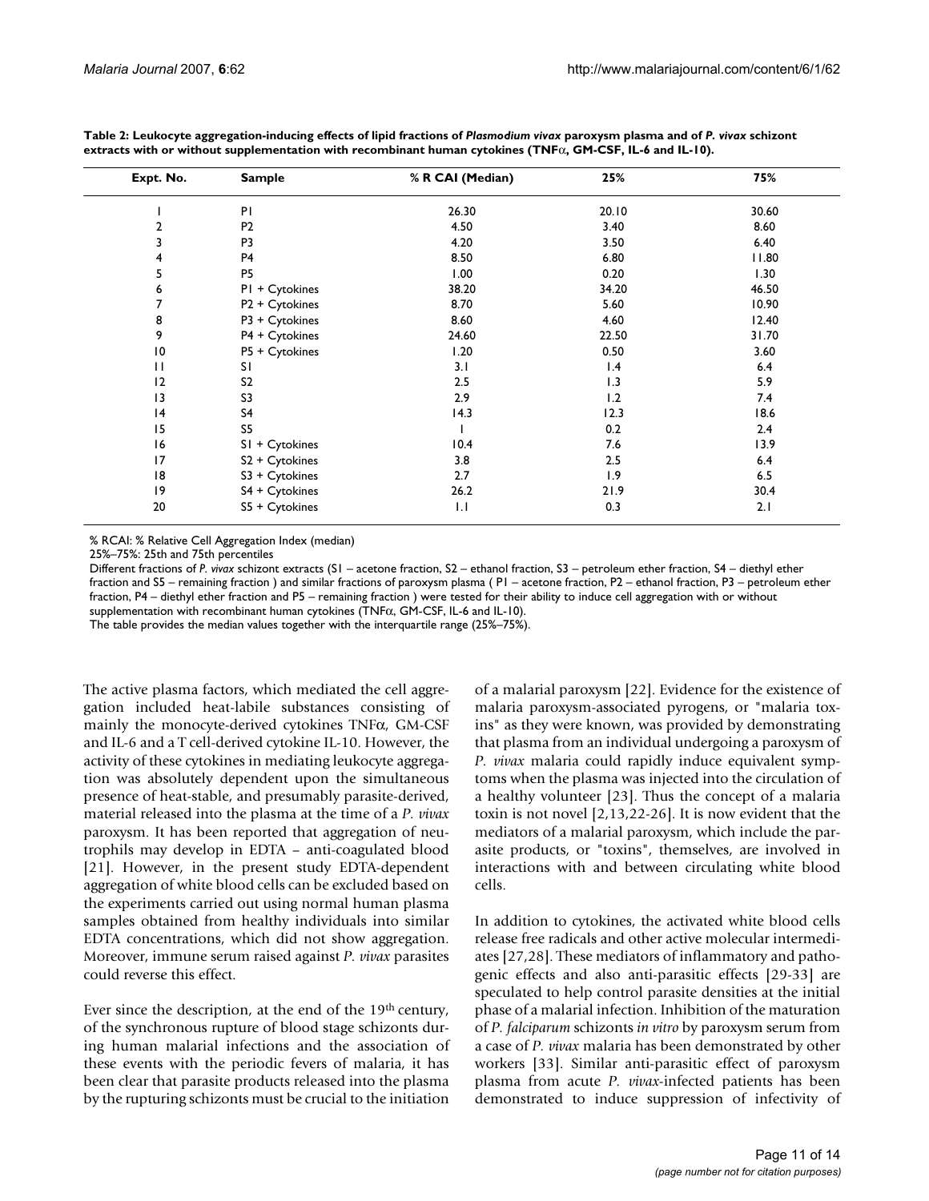**Table 2: Leukocyte aggregation-inducing effects of lipid fractions of *Plasmodium vivax* paroxysm plasma and of *P. vivax* schizont extracts with or without supplementation with recombinant human cytokines (TNFα, GM-CSF, IL-6 and IL-10).**

| Expt. No. | Sample | % R CAI (Median) | 25% | 75% |
|---|---|---|---|---|
| 1 | P1 | 26.30 | 20.10 | 30.60 |
| 2 | P2 | 4.50 | 3.40 | 8.60 |
| 3 | P3 | 4.20 | 3.50 | 6.40 |
| 4 | P4 | 8.50 | 6.80 | 11.80 |
| 5 | P5 | 1.00 | 0.20 | 1.30 |
| 6 | P1 + Cytokines | 38.20 | 34.20 | 46.50 |
| 7 | P2 + Cytokines | 8.70 | 5.60 | 10.90 |
| 8 | P3 + Cytokines | 8.60 | 4.60 | 12.40 |
| 9 | P4 + Cytokines | 24.60 | 22.50 | 31.70 |
| 10 | P5 + Cytokines | 1.20 | 0.50 | 3.60 |
| 11 | S1 | 3.1 | 1.4 | 6.4 |
| 12 | S2 | 2.5 | 1.3 | 5.9 |
| 13 | S3 | 2.9 | 1.2 | 7.4 |
| 14 | S4 | 14.3 | 12.3 | 18.6 |
| 15 | S5 | 1 | 0.2 | 2.4 |
| 16 | S1 + Cytokines | 10.4 | 7.6 | 13.9 |
| 17 | S2 + Cytokines | 3.8 | 2.5 | 6.4 |
| 18 | S3 + Cytokines | 2.7 | 1.9 | 6.5 |
| 19 | S4 + Cytokines | 26.2 | 21.9 | 30.4 |
| 20 | S5 + Cytokines | 1.1 | 0.3 | 2.1 |

% RCAI: % Relative Cell Aggregation Index (median)
25%–75%: 25th and 75th percentiles
Different fractions of *P. vivax* schizont extracts (S1 – acetone fraction, S2 – ethanol fraction, S3 – petroleum ether fraction, S4 – diethyl ether fraction and S5 – remaining fraction ) and similar fractions of paroxysm plasma ( P1 – acetone fraction, P2 – ethanol fraction, P3 – petroleum ether fraction, P4 – diethyl ether fraction and P5 – remaining fraction ) were tested for their ability to induce cell aggregation with or without supplementation with recombinant human cytokines (TNFα, GM-CSF, IL-6 and IL-10).
The table provides the median values together with the interquartile range (25%–75%).

The active plasma factors, which mediated the cell aggregation included heat-labile substances consisting of mainly the monocyte-derived cytokines TNFα, GM-CSF and IL-6 and a T cell-derived cytokine IL-10. However, the activity of these cytokines in mediating leukocyte aggregation was absolutely dependent upon the simultaneous presence of heat-stable, and presumably parasite-derived, material released into the plasma at the time of a *P. vivax* paroxysm. It has been reported that aggregation of neutrophils may develop in EDTA – anti-coagulated blood [21]. However, in the present study EDTA-dependent aggregation of white blood cells can be excluded based on the experiments carried out using normal human plasma samples obtained from healthy individuals into similar EDTA concentrations, which did not show aggregation. Moreover, immune serum raised against *P. vivax* parasites could reverse this effect.

Ever since the description, at the end of the 19th century, of the synchronous rupture of blood stage schizonts during human malarial infections and the association of these events with the periodic fevers of malaria, it has been clear that parasite products released into the plasma by the rupturing schizonts must be crucial to the initiation of a malarial paroxysm [22]. Evidence for the existence of malaria paroxysm-associated pyrogens, or "malaria toxins" as they were known, was provided by demonstrating that plasma from an individual undergoing a paroxysm of *P. vivax* malaria could rapidly induce equivalent symptoms when the plasma was injected into the circulation of a healthy volunteer [23]. Thus the concept of a malaria toxin is not novel [2,13,22-26]. It is now evident that the mediators of a malarial paroxysm, which include the parasite products, or "toxins", themselves, are involved in interactions with and between circulating white blood cells.

In addition to cytokines, the activated white blood cells release free radicals and other active molecular intermediates [27,28]. These mediators of inflammatory and pathogenic effects and also anti-parasitic effects [29-33] are speculated to help control parasite densities at the initial phase of a malarial infection. Inhibition of the maturation of *P. falciparum* schizonts *in vitro* by paroxysm serum from a case of *P. vivax* malaria has been demonstrated by other workers [33]. Similar anti-parasitic effect of paroxysm plasma from acute *P. vivax*-infected patients has been demonstrated to induce suppression of infectivity of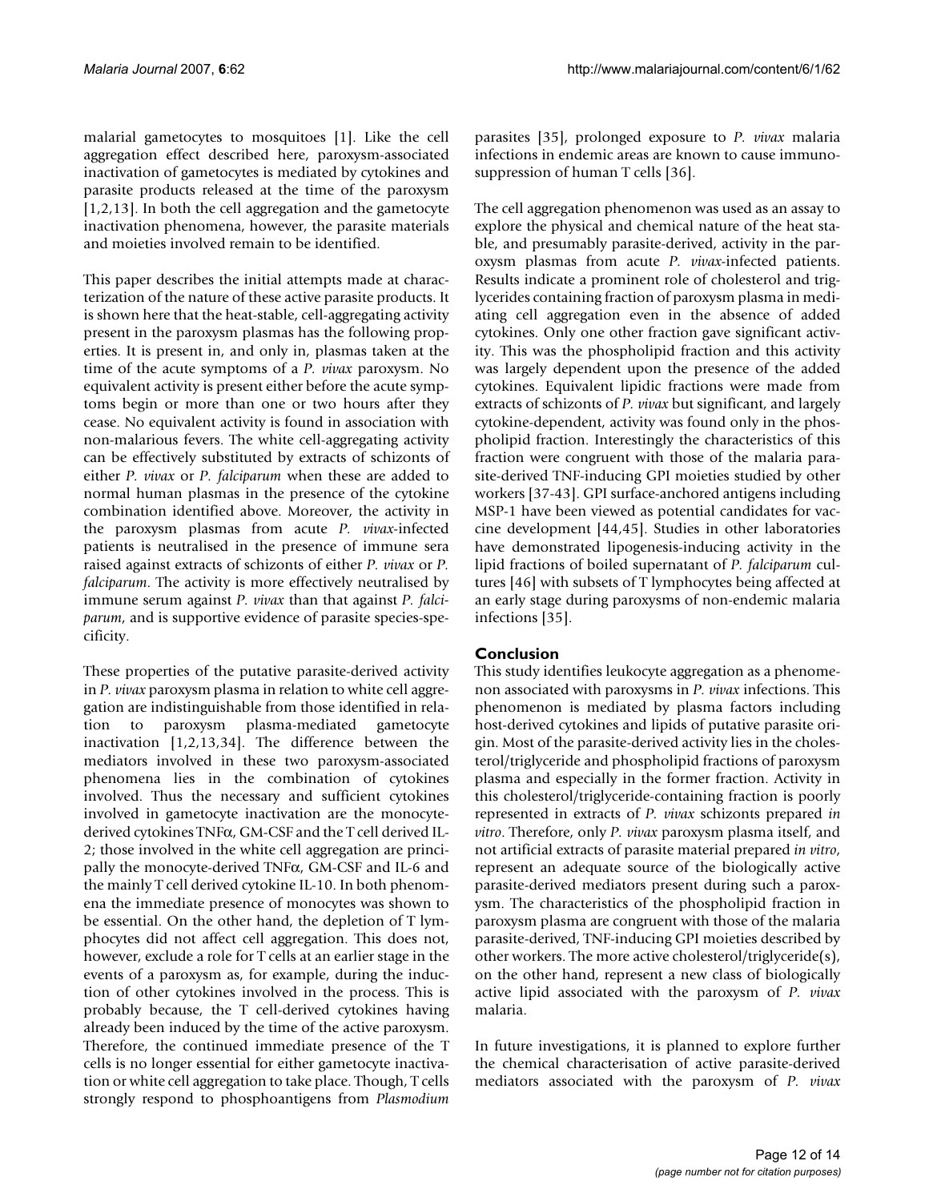malarial gametocytes to mosquitoes [1]. Like the cell aggregation effect described here, paroxysm-associated inactivation of gametocytes is mediated by cytokines and parasite products released at the time of the paroxysm [1,2,13]. In both the cell aggregation and the gametocyte inactivation phenomena, however, the parasite materials and moieties involved remain to be identified.

This paper describes the initial attempts made at characterization of the nature of these active parasite products. It is shown here that the heat-stable, cell-aggregating activity present in the paroxysm plasmas has the following properties. It is present in, and only in, plasmas taken at the time of the acute symptoms of a *P. vivax* paroxysm. No equivalent activity is present either before the acute symptoms begin or more than one or two hours after they cease. No equivalent activity is found in association with non-malarious fevers. The white cell-aggregating activity can be effectively substituted by extracts of schizonts of either *P. vivax* or *P. falciparum* when these are added to normal human plasmas in the presence of the cytokine combination identified above. Moreover, the activity in the paroxysm plasmas from acute *P. vivax*-infected patients is neutralised in the presence of immune sera raised against extracts of schizonts of either *P. vivax* or *P. falciparum*. The activity is more effectively neutralised by immune serum against *P. vivax* than that against *P. falciparum*, and is supportive evidence of parasite species-specificity.

These properties of the putative parasite-derived activity in *P. vivax* paroxysm plasma in relation to white cell aggregation are indistinguishable from those identified in relation to paroxysm plasma-mediated gametocyte inactivation [1,2,13,34]. The difference between the mediators involved in these two paroxysm-associated phenomena lies in the combination of cytokines involved. Thus the necessary and sufficient cytokines involved in gametocyte inactivation are the monocyte-derived cytokines TNF$\alpha$, GM-CSF and the T cell derived IL-2; those involved in the white cell aggregation are principally the monocyte-derived TNF$\alpha$, GM-CSF and IL-6 and the mainly T cell derived cytokine IL-10. In both phenomena the immediate presence of monocytes was shown to be essential. On the other hand, the depletion of T lymphocytes did not affect cell aggregation. This does not, however, exclude a role for T cells at an earlier stage in the events of a paroxysm as, for example, during the induction of other cytokines involved in the process. This is probably because, the T cell-derived cytokines having already been induced by the time of the active paroxysm. Therefore, the continued immediate presence of the T cells is no longer essential for either gametocyte inactivation or white cell aggregation to take place. Though, T cells strongly respond to phosphoantigens from *Plasmodium* parasites [35], prolonged exposure to *P. vivax* malaria infections in endemic areas are known to cause immunosuppression of human T cells [36].

The cell aggregation phenomenon was used as an assay to explore the physical and chemical nature of the heat stable, and presumably parasite-derived, activity in the paroxysm plasmas from acute *P. vivax*-infected patients. Results indicate a prominent role of cholesterol and triglycerides containing fraction of paroxysm plasma in mediating cell aggregation even in the absence of added cytokines. Only one other fraction gave significant activity. This was the phospholipid fraction and this activity was largely dependent upon the presence of the added cytokines. Equivalent lipidic fractions were made from extracts of schizonts of *P. vivax* but significant, and largely cytokine-dependent, activity was found only in the phospholipid fraction. Interestingly the characteristics of this fraction were congruent with those of the malaria parasite-derived TNF-inducing GPI moieties studied by other workers [37-43]. GPI surface-anchored antigens including MSP-1 have been viewed as potential candidates for vaccine development [44,45]. Studies in other laboratories have demonstrated lipogenesis-inducing activity in the lipid fractions of boiled supernatant of *P. falciparum* cultures [46] with subsets of T lymphocytes being affected at an early stage during paroxysms of non-endemic malaria infections [35].

## Conclusion

This study identifies leukocyte aggregation as a phenomenon associated with paroxysms in *P. vivax* infections. This phenomenon is mediated by plasma factors including host-derived cytokines and lipids of putative parasite origin. Most of the parasite-derived activity lies in the cholesterol/triglyceride and phospholipid fractions of paroxysm plasma and especially in the former fraction. Activity in this cholesterol/triglyceride-containing fraction is poorly represented in extracts of *P. vivax* schizonts prepared *in vitro*. Therefore, only *P. vivax* paroxysm plasma itself, and not artificial extracts of parasite material prepared *in vitro*, represent an adequate source of the biologically active parasite-derived mediators present during such a paroxysm. The characteristics of the phospholipid fraction in paroxysm plasma are congruent with those of the malaria parasite-derived, TNF-inducing GPI moieties described by other workers. The more active cholesterol/triglyceride(s), on the other hand, represent a new class of biologically active lipid associated with the paroxysm of *P. vivax* malaria.

In future investigations, it is planned to explore further the chemical characterisation of active parasite-derived mediators associated with the paroxysm of *P. vivax*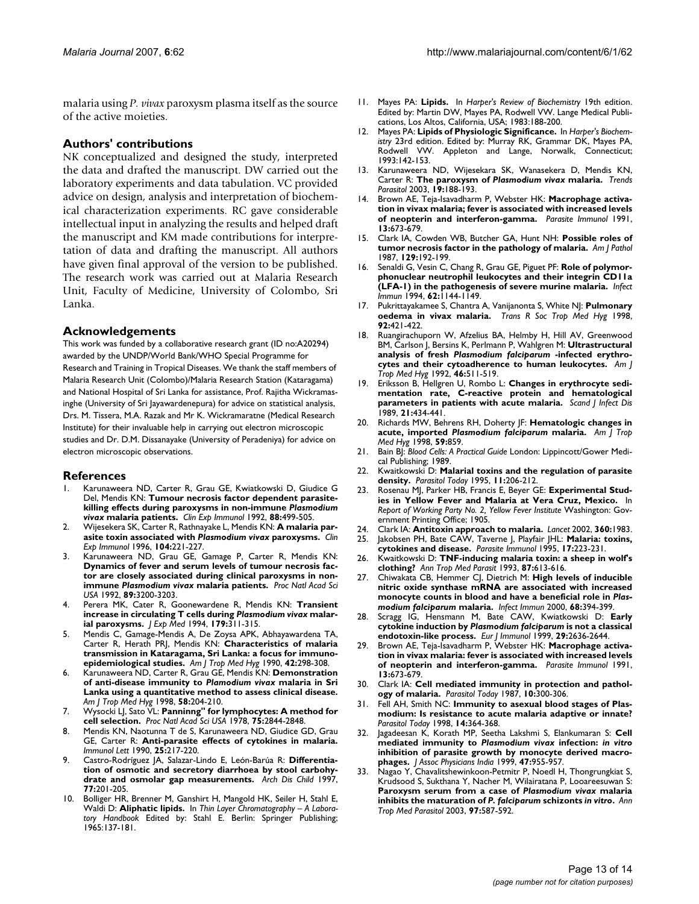malaria using *P. vivax* paroxysm plasma itself as the source of the active moieties.

## Authors' contributions

NK conceptualized and designed the study, interpreted the data and drafted the manuscript. DW carried out the laboratory experiments and data tabulation. VC provided advice on design, analysis and interpretation of biochemical characterization experiments. RC gave considerable intellectual input in analyzing the results and helped draft the manuscript and KM made contributions for interpretation of data and drafting the manuscript. All authors have given final approval of the version to be published. The research work was carried out at Malaria Research Unit, Faculty of Medicine, University of Colombo, Sri Lanka.

## Acknowledgements

This work was funded by a collaborative research grant (ID no:A20294) awarded by the UNDP/World Bank/WHO Special Programme for Research and Training in Tropical Diseases. We thank the staff members of Malaria Research Unit (Colombo)/Malaria Research Station (Kataragama) and National Hospital of Sri Lanka for assistance, Prof. Rajitha Wickramasinghe (University of Sri Jayawardenepura) for advice on statistical analysis, Drs. M. Tissera, M.A. Razak and Mr K. Wickramaratne (Medical Research Institute) for their invaluable help in carrying out electron microscopic studies and Dr. D.M. Dissanayake (University of Peradeniya) for advice on electron microscopic observations.

## References

1. Karunaweera ND, Carter R, Grau GE, Kwiatkowski D, Giudice G Del, Mendis KN: **Tumour necrosis factor dependent parasite-killing effects during paroxysms in non-immune *Plasmodium vivax* malaria patients.** *Clin Exp Immunol* 1992, **88:**499-505.
2. Wijesekera SK, Carter R, Rathnayake L, Mendis KN: **A malaria parasite toxin associated with *Plasmodium vivax* paroxysms.** *Clin Exp Immunol* 1996, **104:**221-227.
3. Karunaweera ND, Grau GE, Gamage P, Carter R, Mendis KN: **Dynamics of fever and serum levels of tumour necrosis factor are closely associated during clinical paroxysms in non-immune *Plasmodium vivax* malaria patients.** *Proc Natl Acad Sci USA* 1992, **89:**3200-3203.
4. Perera MK, Cater R, Goonewardene R, Mendis KN: **Transient increase in circulating T cells during *Plasmodium vivax* malarial paroxysms.** *J Exp Med* 1994, **179:**311-315.
5. Mendis C, Gamage-Mendis A, De Zoysa APK, Abhayawardena TA, Carter R, Herath PRJ, Mendis KN: **Characteristics of malaria transmission in Kataragama, Sri Lanka: a focus for immuno-epidemiological studies.** *Am J Trop Med Hyg* 1990, **42:**298-308.
6. Karunaweera ND, Carter R, Grau GE, Mendis KN: **Demonstration of anti-disease immunity to *Plamodium vivax* malaria in Sri Lanka using a quantitative method to assess clinical disease.** *Am J Trop Med Hyg* 1998, **58:**204-210.
7. Wysocki LJ, Sato VL: **Panninng" for lymphocytes: A method for cell selection.** *Proc Natl Acad Sci USA* 1978, **75:**2844-2848.
8. Mendis KN, Naotunna T de S, Karunaweera ND, Giudice GD, Grau GE, Carter R: **Anti-parasite effects of cytokines in malaria.** *Immunol Lett* 1990, **25:**217-220.
9. Castro-Rodríguez JA, Salazar-Lindo E, León-Barúa R: **Differentiation of osmotic and secretory diarrhoea by stool carbohydrate and osmolar gap measurements.** *Arch Dis Child* 1997, **77:**201-205.
10. Bolliger HR, Brenner M, Ganshirt H, Mangold HK, Seiler H, Stahl E, Waldi D: **Aliphatic lipids.** In *Thin Layer Chromatography – A Laboratory Handbook* Edited by: Stahl E. Berlin: Springer Publishing; 1965:137-181.
11. Mayes PA: **Lipids.** In *Harper's Review of Biochemistry* 19th edition. Edited by: Martin DW, Mayes PA, Rodwell VW. Lange Medical Publications, Los Altos, California, USA; 1983:188-200.
12. Mayes PA: **Lipids of Physiologic Significance.** In *Harper's Biochemistry* 23rd edition. Edited by: Murray RK, Grammar DK, Mayes PA, Rodwell VW. Appleton and Lange, Norwalk, Connecticut; 1993:142-153.
13. Karunaweera ND, Wijesekara SK, Wanasekera D, Mendis KN, Carter R: **The paroxysm of *Plasmodium vivax* malaria.** *Trends Parasitol* 2003, **19:**188-193.
14. Brown AE, Teja-Isavadharm P, Webster HK: **Macrophage activation in vivax malaria; fever is associated with increased levels of neopterin and interferon-gamma.** *Parasite Immunol* 1991, **13:**673-679.
15. Clark IA, Cowden WB, Butcher GA, Hunt NH: **Possible roles of tumor necrosis factor in the pathology of malaria.** *Am J Pathol* 1987, **129:**192-199.
16. Senaldi G, Vesin C, Chang R, Grau GE, Piguet PF: **Role of polymorphonuclear neutrophil leukocytes and their integrin CD11a (LFA-1) in the pathogenesis of severe murine malaria.** *Infect Immun* 1994, **62:**1144-1149.
17. Pukrittayakamee S, Chantra A, Vanijanonta S, White NJ: **Pulmonary oedema in vivax malaria.** *Trans R Soc Trop Med Hyg* 1998, **92:**421-422.
18. Ruangirachuporn W, Afzelius BA, Helmby H, Hill AV, Greenwood BM, Carlson J, Bersins K, Perlmann P, Wahlgren M: **Ultrastructural analysis of fresh *Plasmodium falciparum* -infected erythrocytes and their cytoadherence to human leukocytes.** *Am J Trop Med Hyg* 1992, **46:**511-519.
19. Eriksson B, Hellgren U, Rombo L: **Changes in erythrocyte sedimentation rate, C-reactive protein and hematological parameters in patients with acute malaria.** *Scand J Infect Dis* 1989, **21:**434-441.
20. Richards MW, Behrens RH, Doherty JF: **Hematologic changes in acute, imported *Plasmodium falciparum* malaria.** *Am J Trop Med Hyg* 1998, **59:**859.
21. Bain BJ: *Blood Cells: A Practical Guide* London: Lippincott/Gower Medical Publishing; 1989.
22. Kwaitkowski D: **Malarial toxins and the regulation of parasite density.** *Parasitol Today* 1995, **11:**206-212.
23. Rosenau MJ, Parker HB, Francis E, Beyer GE: **Experimental Studies in Yellow Fever and Malaria at Vera Cruz, Mexico.** In *Report of Working Party No. 2, Yellow Fever Institute* Washington: Government Printing Office; 1905.
24. Clark IA: **Antitoxin approach to malaria.** *Lancet* 2002, **360:**1983.
25. Jakobsen PH, Bate CAW, Taverne J, Playfair JHL: **Malaria: toxins, cytokines and disease.** *Parasite Immunol* 1995, **17:**223-231.
26. Kwaitkowski D: **TNF-inducing malaria toxin: a sheep in wolf's clothing?** *Ann Trop Med Parasit* 1993, **87:**613-616.
27. Chiwakata CB, Hemmer CJ, Dietrich M: **High levels of inducible nitric oxide synthase mRNA are associated with increased monocyte counts in blood and have a beneficial role in *Plasmodium falciparum* malaria.** *Infect Immun* 2000, **68:**394-399.
28. Scragg IG, Hensmann M, Bate CAW, Kwiatkowski D: **Early cytokine induction by *Plasmodium falciparum* is not a classical endotoxin-like process.** *Eur J Immunol* 1999, **29:**2636-2644.
29. Brown AE, Teja-Isavadharm P, Webster HK: **Macrophage activation in vivax malaria: fever is associated with increased levels of neopterin and interferon-gamma.** *Parasite Immunol* 1991, **13:**673-679.
30. Clark IA: **Cell mediated immunity in protection and pathology of malaria.** *Parasitol Today* 1987, **10:**300-306.
31. Fell AH, Smith NC: **Immunity to asexual blood stages of Plasmodium: Is resistance to acute malaria adaptive or innate?** *Parasitol Today* 1998, **14:**364-368.
32. Jagadeesan K, Korath MP, Seetha Lakshmi S, Elankumaran S: **Cell mediated immunity to *Plasmodium vivax* infection: *in vitro* inhibition of parasite growth by monocyte derived macrophages.** *J Assoc Physicians India* 1999, **47:**955-957.
33. Nagao Y, Chavalitshewinkoon-Petmitr P, Noedl H, Thongrungkiat S, Krudsood S, Sukthana Y, Nacher M, Wilairatana P, Looareesuwan S: **Paroxysm serum from a case of *Plasmodium vivax* malaria inhibits the maturation of *P. falciparum* schizonts *in vitro*.** *Ann Trop Med Parasitol* 2003, **97:**587-592.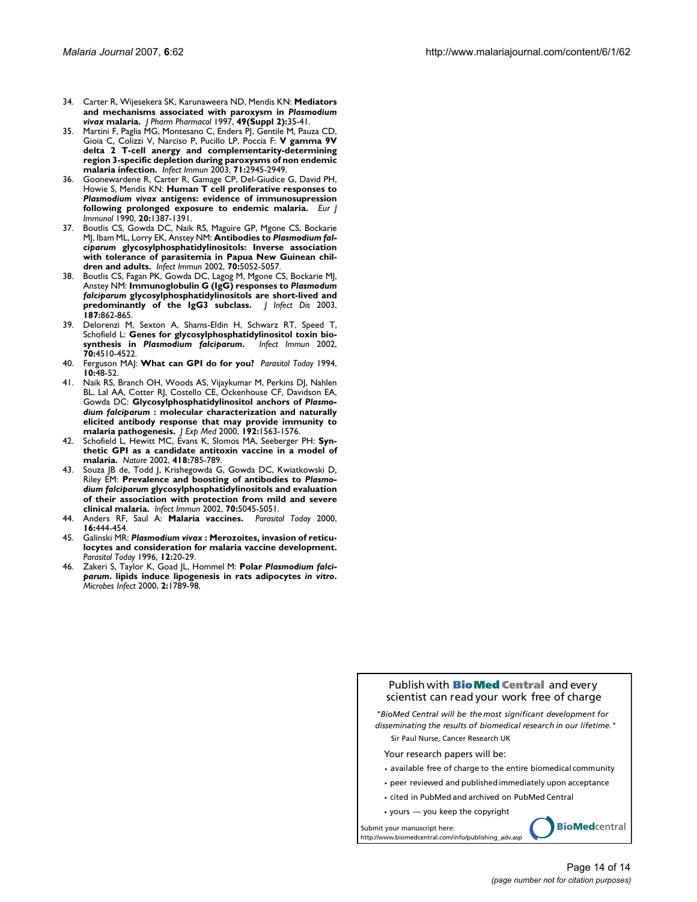34. Carter R, Wijesekera SK, Karunaweera ND, Mendis KN: **Mediators and mechanisms associated with paroxysm in *Plasmodium vivax* malaria.** *J Pharm Pharmacol* 1997, **49(Suppl 2):**35-41.
35. Martini F, Paglia MG, Montesano C, Enders PJ, Gentile M, Pauza CD, Gioia C, Colizzi V, Narciso P, Pucillo LP, Poccia F: **V gamma 9V delta 2 T-cell anergy and complementarity-determining region 3-specific depletion during paroxysms of non endemic malaria infection.** *Infect Immun* 2003, **71:**2945-2949.
36. Goonewardene R, Carter R, Gamage CP, Del-Giudice G, David PH, Howie S, Mendis KN: **Human T cell proliferative responses to *Plasmodium vivax* antigens: evidence of immunosupression following prolonged exposure to endemic malaria.** *Eur J Immunol* 1990, **20:**1387-1391.
37. Boutlis CS, Gowda DC, Naik RS, Maguire GP, Mgone CS, Bockarie MJ, Ibam ML, Lorry EK, Anstey NM: **Antibodies to *Plasmodium falciparum* glycosylphosphatidylinositols: Inverse association with tolerance of parasitemia in Papua New Guinean children and adults.** *Infect Immun* 2002, **70:**5052-5057.
38. Boutlis CS, Fagan PK, Gowda DC, Lagog M, Mgone CS, Bockarie MJ, Anstey NM: **Immunoglobulin G (IgG) responses to *Plasmodum falciparum* glycosylphosphatidylinositols are short-lived and predominantly of the IgG3 subclass.** *J Infect Dis* 2003, **187:**862-865.
39. Delorenzi M, Sexton A, Shams-Eldin H, Schwarz RT, Speed T, Schofield L: **Genes for glycosylphosphatidylinositol toxin biosynthesis in *Plasmodium falciparum*.** *Infect Immun* 2002, **70:**4510-4522.
40. Ferguson MAJ: **What can GPI do for you?** *Parasitol Today* 1994, **10:**48-52.
41. Naik RS, Branch OH, Woods AS, Vijaykumar M, Perkins DJ, Nahlen BL, Lal AA, Cotter RJ, Costello CE, Ockenhouse CF, Davidson EA, Gowda DC: **Glycosylphosphatidylinositol anchors of *Plasmodium falciparum* : molecular characterization and naturally elicited antibody response that may provide immunity to malaria pathogenesis.** *J Exp Med* 2000, **192:**1563-1576.
42. Schofield L, Hewitt MC, Evans K, Slomos MA, Seeberger PH: **Synthetic GPI as a candidate antitoxin vaccine in a model of malaria.** *Nature* 2002, **418:**785-789.
43. Souza JB de, Todd J, Krishegowda G, Gowda DC, Kwiatkowski D, Riley EM: **Prevalence and boosting of antibodies to *Plasmodium falciparum* glycosylphosphatidylinositols and evaluation of their association with protection from mild and severe clinical malaria.** *Infect Immun* 2002, **70:**5045-5051.
44. Anders RF, Saul A: **Malaria vaccines.** *Parasitol Today* 2000, **16:**444-454.
45. Galinski MR: ***Plasmodium vivax* : Merozoites, invasion of reticulocytes and consideration for malaria vaccine development.** *Parasitol Today* 1996, **12:**20-29.
46. Zakeri S, Taylor K, Goad JL, Hommel M: **Polar *Plasmodium falciparum*. lipids induce lipogenesis in rats adipocytes *in vitro*.** *Microbes Infect* 2000, **2:**1789-98.

Publish with **BioMed Central** and every scientist can read your work free of charge

*"BioMed Central will be the most significant development for disseminating the results of biomedical research in our lifetime."*

Sir Paul Nurse, Cancer Research UK

Your research papers will be:

- available free of charge to the entire biomedical community
- peer reviewed and published immediately upon acceptance
- cited in PubMed and archived on PubMed Central
- yours — you keep the copyright

Submit your manuscript here:
http://www.biomedcentral.com/info/publishing_adv.asp

**BioMed**central